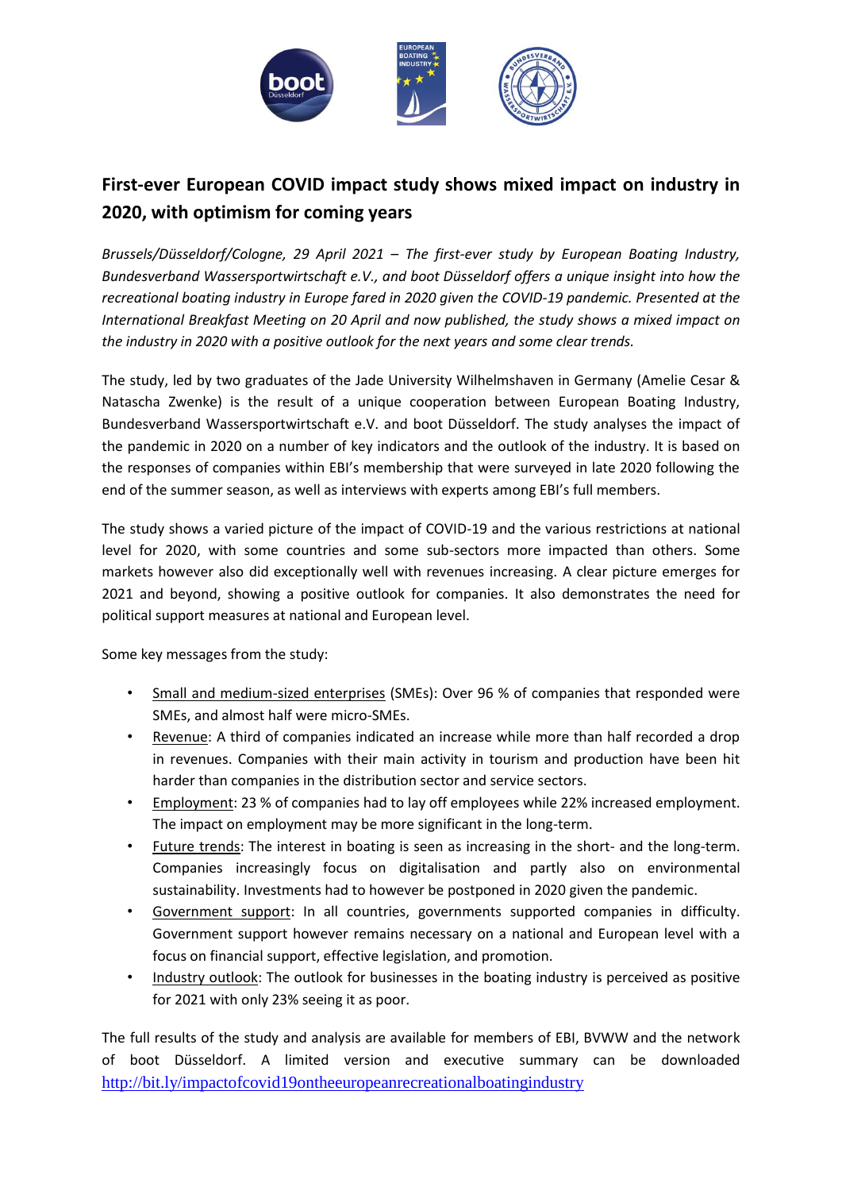# First-ever European COVID impact study shows mixed impact on industry in 2020, with optimism for coming years

*Brussels/Düsseldorf/Cologne, 29 April 2021 – The first-ever study by European Boating Industry, Bundesverband Wassersportwirtschaft e.V., and boot Düsseldorf offers a unique insight into how the recreational boating industry in Europe fared in 2020 given the COVID-19 pandemic. Presented at the International Breakfast Meeting on 20 April and now published, the study shows a mixed impact on the industry in 2020 with a positive outlook for the next years and some clear trends.*

The study, led by two graduates of the Jade University Wilhelmshaven in Germany (Amelie Cesar & Natascha Zwenke) is the result of a unique cooperation between European Boating Industry, Bundesverband Wassersportwirtschaft e.V. and boot Düsseldorf. The study analyses the impact of the pandemic in 2020 on a number of key indicators and the outlook of the industry. It is based on the responses of companies within EBI's membership that were surveyed in late 2020 following the end of the summer season, as well as interviews with experts among EBI's full members.

The study shows a varied picture of the impact of COVID-19 and the various restrictions at national level for 2020, with some countries and some sub-sectors more impacted than others. Some markets however also did exceptionally well with revenues increasing. A clear picture emerges for 2021 and beyond, showing a positive outlook for companies. It also demonstrates the need for political support measures at national and European level.

Some key messages from the study:

- Small and medium-sized enterprises (SMEs): Over 96 % of companies that responded were SMEs, and almost half were micro-SMEs.
- Revenue: A third of companies indicated an increase while more than half recorded a drop in revenues. Companies with their main activity in tourism and production have been hit harder than companies in the distribution sector and service sectors.
- Employment: 23 % of companies had to lay off employees while 22% increased employment. The impact on employment may be more significant in the long-term.
- Future trends: The interest in boating is seen as increasing in the short- and the long-term. Companies increasingly focus on digitalisation and partly also on environmental sustainability. Investments had to however be postponed in 2020 given the pandemic.
- Government support: In all countries, governments supported companies in difficulty. Government support however remains necessary on a national and European level with a focus on financial support, effective legislation, and promotion.
- Industry outlook: The outlook for businesses in the boating industry is perceived as positive for 2021 with only 23% seeing it as poor.

The full results of the study and analysis are available for members of EBI, BVWW and the network of boot Düsseldorf. A limited version and executive summary can be downloaded http://bit.ly/impactofcovid19ontheeuropeanrecreationalboatingindustry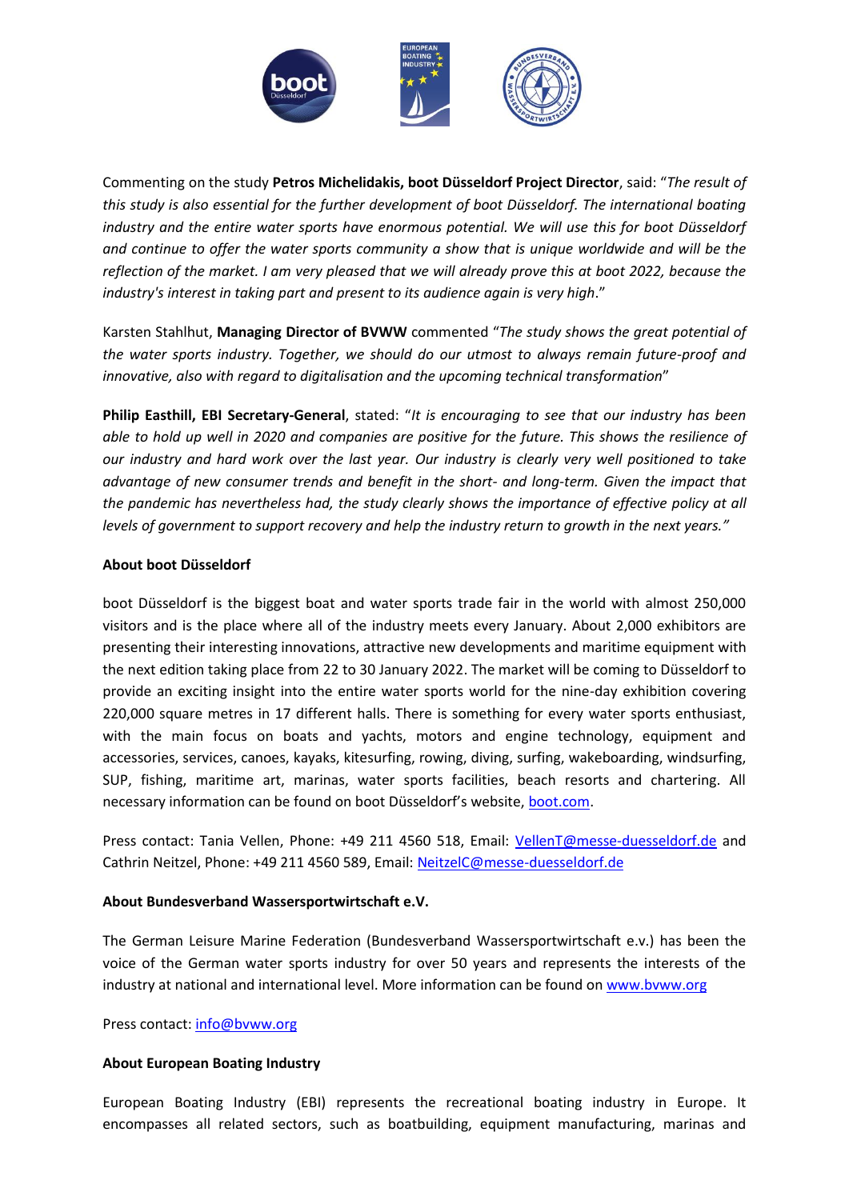Commenting on the study **Petros Michelidakis, boot Düsseldorf Project Director**, said: "*The result of this study is also essential for the further development of boot Düsseldorf. The international boating industry and the entire water sports have enormous potential. We will use this for boot Düsseldorf and continue to offer the water sports community a show that is unique worldwide and will be the reflection of the market. I am very pleased that we will already prove this at boot 2022, because the industry's interest in taking part and present to its audience again is very high*."

Karsten Stahlhut, **Managing Director of BVWW** commented "*The study shows the great potential of the water sports industry. Together, we should do our utmost to always remain future-proof and innovative, also with regard to digitalisation and the upcoming technical transformation*"

**Philip Easthill, EBI Secretary-General**, stated: "*It is encouraging to see that our industry has been able to hold up well in 2020 and companies are positive for the future. This shows the resilience of our industry and hard work over the last year. Our industry is clearly very well positioned to take advantage of new consumer trends and benefit in the short- and long-term. Given the impact that the pandemic has nevertheless had, the study clearly shows the importance of effective policy at all levels of government to support recovery and help the industry return to growth in the next years."*

**About boot Düsseldorf**

boot Düsseldorf is the biggest boat and water sports trade fair in the world with almost 250,000 visitors and is the place where all of the industry meets every January. About 2,000 exhibitors are presenting their interesting innovations, attractive new developments and maritime equipment with the next edition taking place from 22 to 30 January 2022. The market will be coming to Düsseldorf to provide an exciting insight into the entire water sports world for the nine-day exhibition covering 220,000 square metres in 17 different halls. There is something for every water sports enthusiast, with the main focus on boats and yachts, motors and engine technology, equipment and accessories, services, canoes, kayaks, kitesurfing, rowing, diving, surfing, wakeboarding, windsurfing, SUP, fishing, maritime art, marinas, water sports facilities, beach resorts and chartering. All necessary information can be found on boot Düsseldorf's website, [boot.com](boot.com).

Press contact: Tania Vellen, Phone: +49 211 4560 518, Email: [VellenT@messe-duesseldorf.de](mailto:VellenT@messe-duesseldorf.de) and Cathrin Neitzel, Phone: +49 211 4560 589, Email: [NeitzelC@messe-duesseldorf.de](mailto:NeitzelC@messe-duesseldorf.de)

**About Bundesverband Wassersportwirtschaft e.V.**

The German Leisure Marine Federation (Bundesverband Wassersportwirtschaft e.V.) has been the voice of the German water sports industry for over 50 years and represents the interests of the industry at national and international level. More information can be found on [www.bvww.org](www.bvww.org)

Press contact: [info@bvww.org](mailto:info@bvww.org)

**About European Boating Industry**

European Boating Industry (EBI) represents the recreational boating industry in Europe. It encompasses all related sectors, such as boatbuilding, equipment manufacturing, marinas and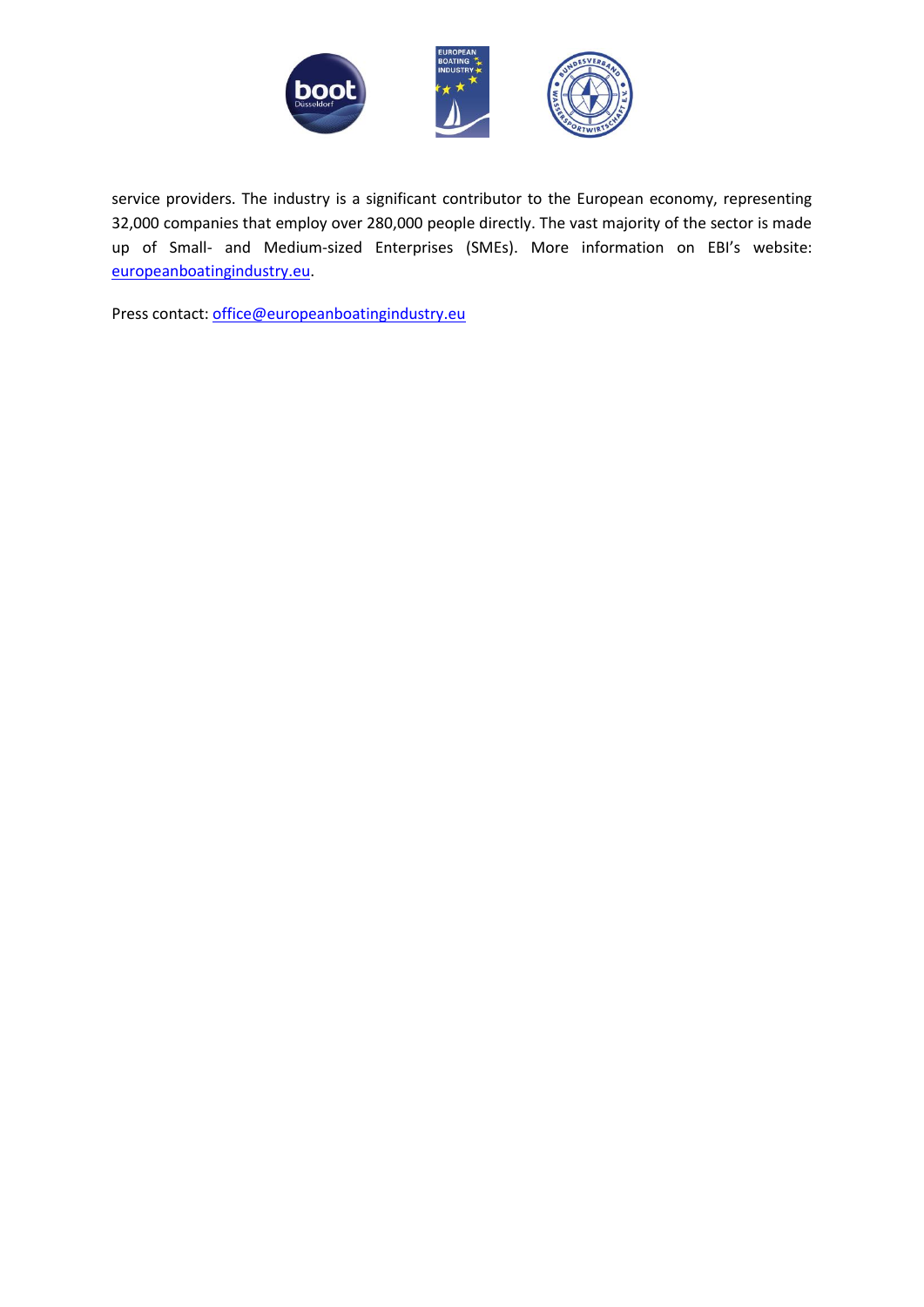service providers. The industry is a significant contributor to the European economy, representing 32,000 companies that employ over 280,000 people directly. The vast majority of the sector is made up of Small- and Medium-sized Enterprises (SMEs). More information on EBI's website: europeanboatingindustry.eu.

Press contact: office@europeanboatingindustry.eu